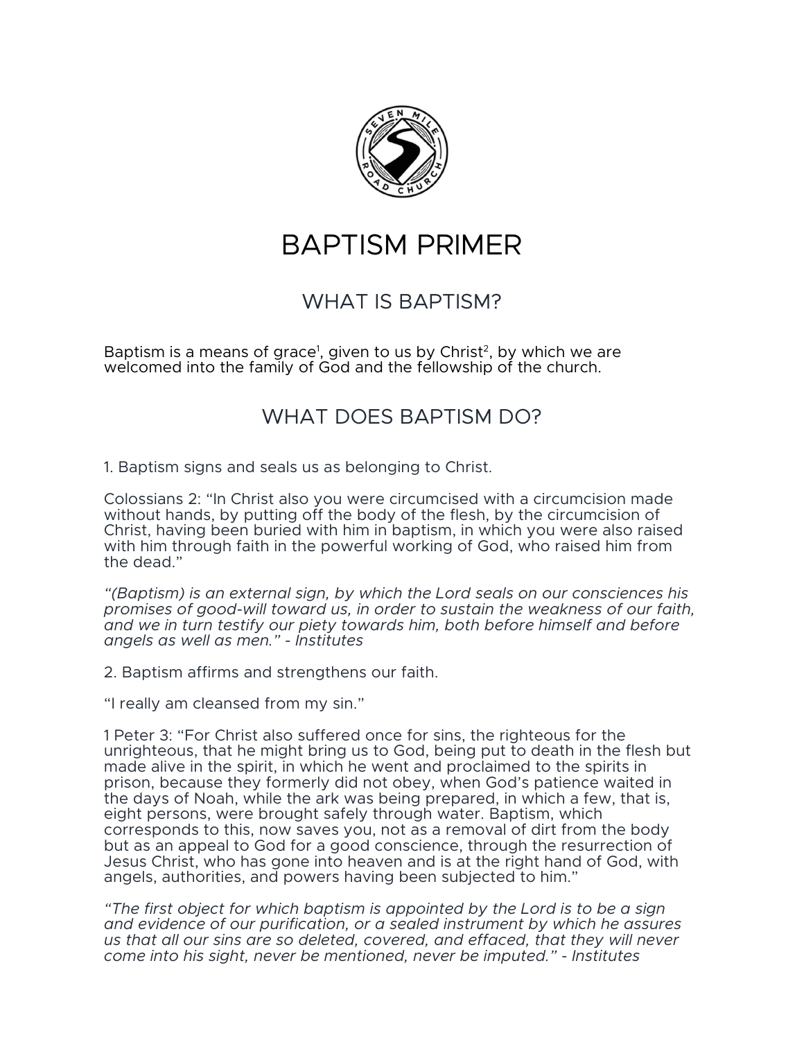# BAPTISM PRIMER

## WHAT IS BAPTISM?

Baptism is a means of grace[1], given to us by Christ[2], by which we are welcomed into the family of God and the fellowship of the church.

## WHAT DOES BAPTISM DO?

1. Baptism signs and seals us as belonging to Christ.

Colossians 2: "In Christ also you were circumcised with a circumcision made without hands, by putting off the body of the flesh, by the circumcision of Christ, having been buried with him in baptism, in which you were also raised with him through faith in the powerful working of God, who raised him from the dead."

*"(Baptism) is an external sign, by which the Lord seals on our consciences his promises of good-will toward us, in order to sustain the weakness of our faith, and we in turn testify our piety towards him, both before himself and before angels as well as men." - Institutes*

2. Baptism affirms and strengthens our faith.

"I really am cleansed from my sin."

1 Peter 3: "For Christ also suffered once for sins, the righteous for the unrighteous, that he might bring us to God, being put to death in the flesh but made alive in the spirit, in which he went and proclaimed to the spirits in prison, because they formerly did not obey, when God's patience waited in the days of Noah, while the ark was being prepared, in which a few, that is, eight persons, were brought safely through water. Baptism, which corresponds to this, now saves you, not as a removal of dirt from the body but as an appeal to God for a good conscience, through the resurrection of Jesus Christ, who has gone into heaven and is at the right hand of God, with angels, authorities, and powers having been subjected to him."

*"The first object for which baptism is appointed by the Lord is to be a sign and evidence of our purification, or a sealed instrument by which he assures us that all our sins are so deleted, covered, and effaced, that they will never come into his sight, never be mentioned, never be imputed." - Institutes*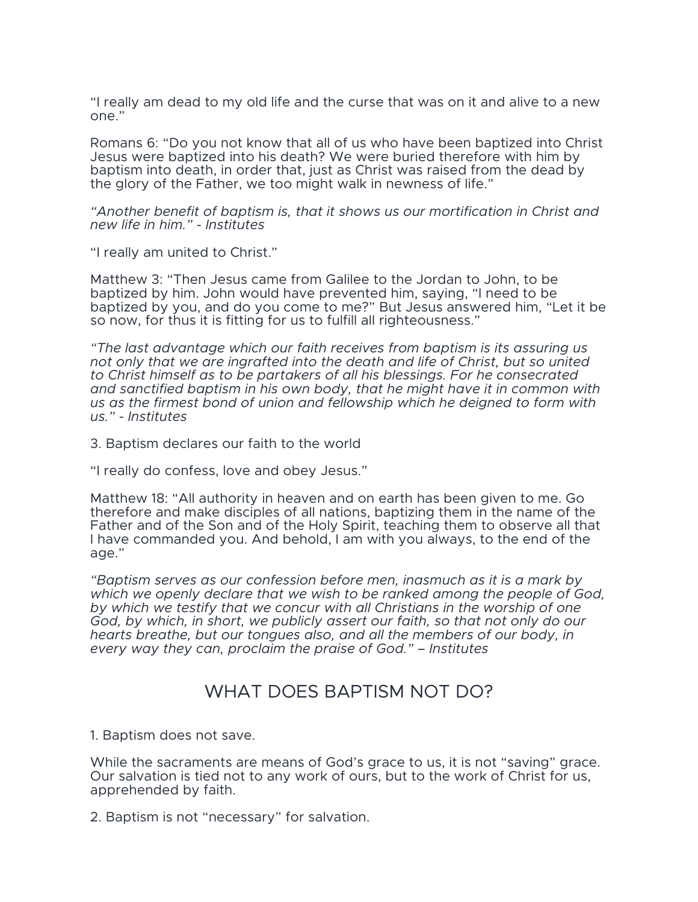"I really am dead to my old life and the curse that was on it and alive to a new one."

Romans 6: "Do you not know that all of us who have been baptized into Christ Jesus were baptized into his death? We were buried therefore with him by baptism into death, in order that, just as Christ was raised from the dead by the glory of the Father, we too might walk in newness of life."

*"Another benefit of baptism is, that it shows us our mortification in Christ and new life in him." - Institutes*

"I really am united to Christ."

Matthew 3: "Then Jesus came from Galilee to the Jordan to John, to be baptized by him. John would have prevented him, saying, "I need to be baptized by you, and do you come to me?" But Jesus answered him, "Let it be so now, for thus it is fitting for us to fulfill all righteousness."

*"The last advantage which our faith receives from baptism is its assuring us not only that we are ingrafted into the death and life of Christ, but so united to Christ himself as to be partakers of all his blessings. For he consecrated and sanctified baptism in his own body, that he might have it in common with us as the firmest bond of union and fellowship which he deigned to form with us." - Institutes*

3. Baptism declares our faith to the world

"I really do confess, love and obey Jesus."

Matthew 18: "All authority in heaven and on earth has been given to me. Go therefore and make disciples of all nations, baptizing them in the name of the Father and of the Son and of the Holy Spirit, teaching them to observe all that I have commanded you. And behold, I am with you always, to the end of the age."

*"Baptism serves as our confession before men, inasmuch as it is a mark by which we openly declare that we wish to be ranked among the people of God, by which we testify that we concur with all Christians in the worship of one God, by which, in short, we publicly assert our faith, so that not only do our hearts breathe, but our tongues also, and all the members of our body, in every way they can, proclaim the praise of God." – Institutes*

## WHAT DOES BAPTISM NOT DO?

1. Baptism does not save.

While the sacraments are means of God's grace to us, it is not "saving" grace. Our salvation is tied not to any work of ours, but to the work of Christ for us, apprehended by faith.

2. Baptism is not "necessary" for salvation.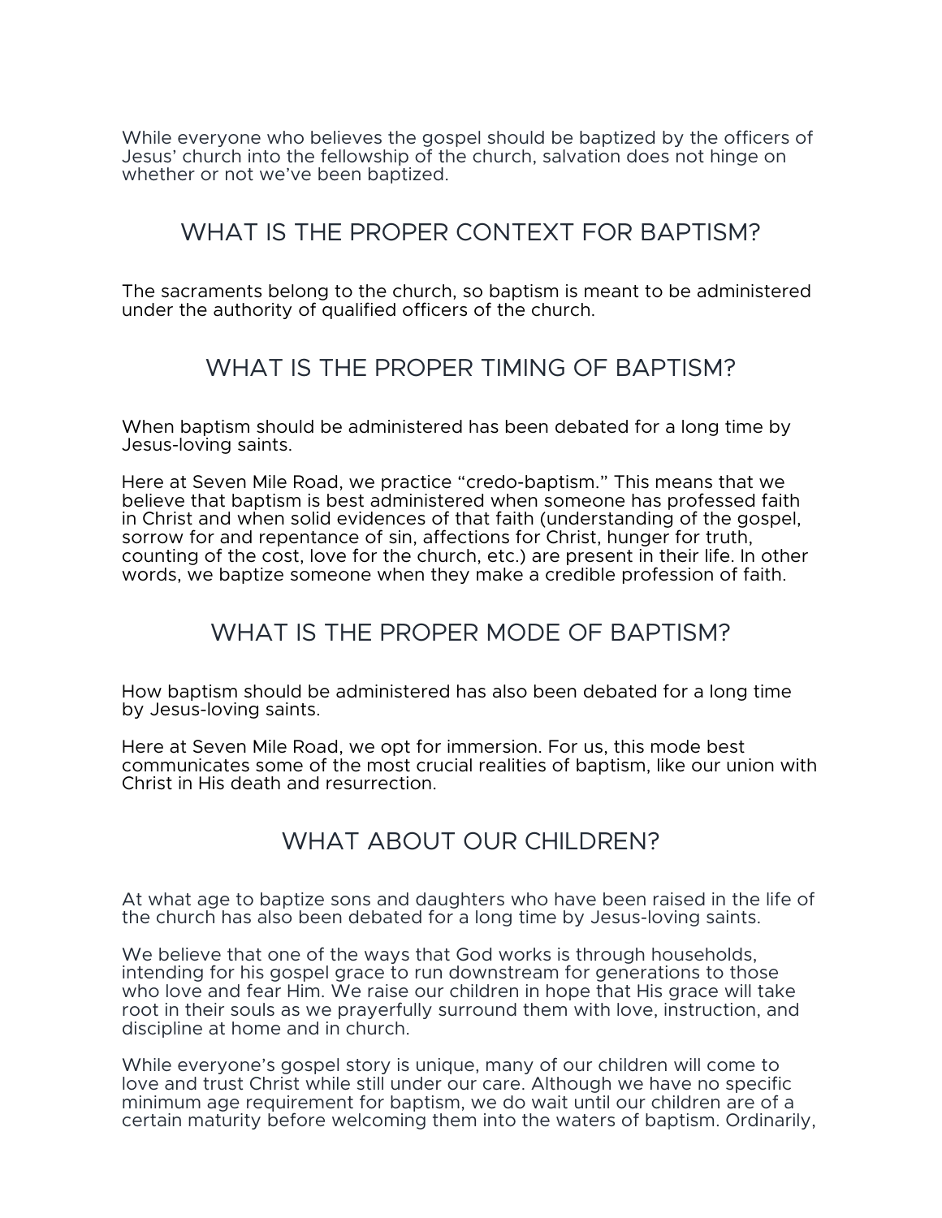While everyone who believes the gospel should be baptized by the officers of Jesus' church into the fellowship of the church, salvation does not hinge on whether or not we've been baptized.

## WHAT IS THE PROPER CONTEXT FOR BAPTISM?

The sacraments belong to the church, so baptism is meant to be administered under the authority of qualified officers of the church.

## WHAT IS THE PROPER TIMING OF BAPTISM?

When baptism should be administered has been debated for a long time by Jesus-loving saints.

Here at Seven Mile Road, we practice "credo-baptism." This means that we believe that baptism is best administered when someone has professed faith in Christ and when solid evidences of that faith (understanding of the gospel, sorrow for and repentance of sin, affections for Christ, hunger for truth, counting of the cost, love for the church, etc.) are present in their life. In other words, we baptize someone when they make a credible profession of faith.

## WHAT IS THE PROPER MODE OF BAPTISM?

How baptism should be administered has also been debated for a long time by Jesus-loving saints.

Here at Seven Mile Road, we opt for immersion. For us, this mode best communicates some of the most crucial realities of baptism, like our union with Christ in His death and resurrection.

## WHAT ABOUT OUR CHILDREN?

At what age to baptize sons and daughters who have been raised in the life of the church has also been debated for a long time by Jesus-loving saints.

We believe that one of the ways that God works is through households, intending for his gospel grace to run downstream for generations to those who love and fear Him. We raise our children in hope that His grace will take root in their souls as we prayerfully surround them with love, instruction, and discipline at home and in church.

While everyone's gospel story is unique, many of our children will come to love and trust Christ while still under our care. Although we have no specific minimum age requirement for baptism, we do wait until our children are of a certain maturity before welcoming them into the waters of baptism. Ordinarily,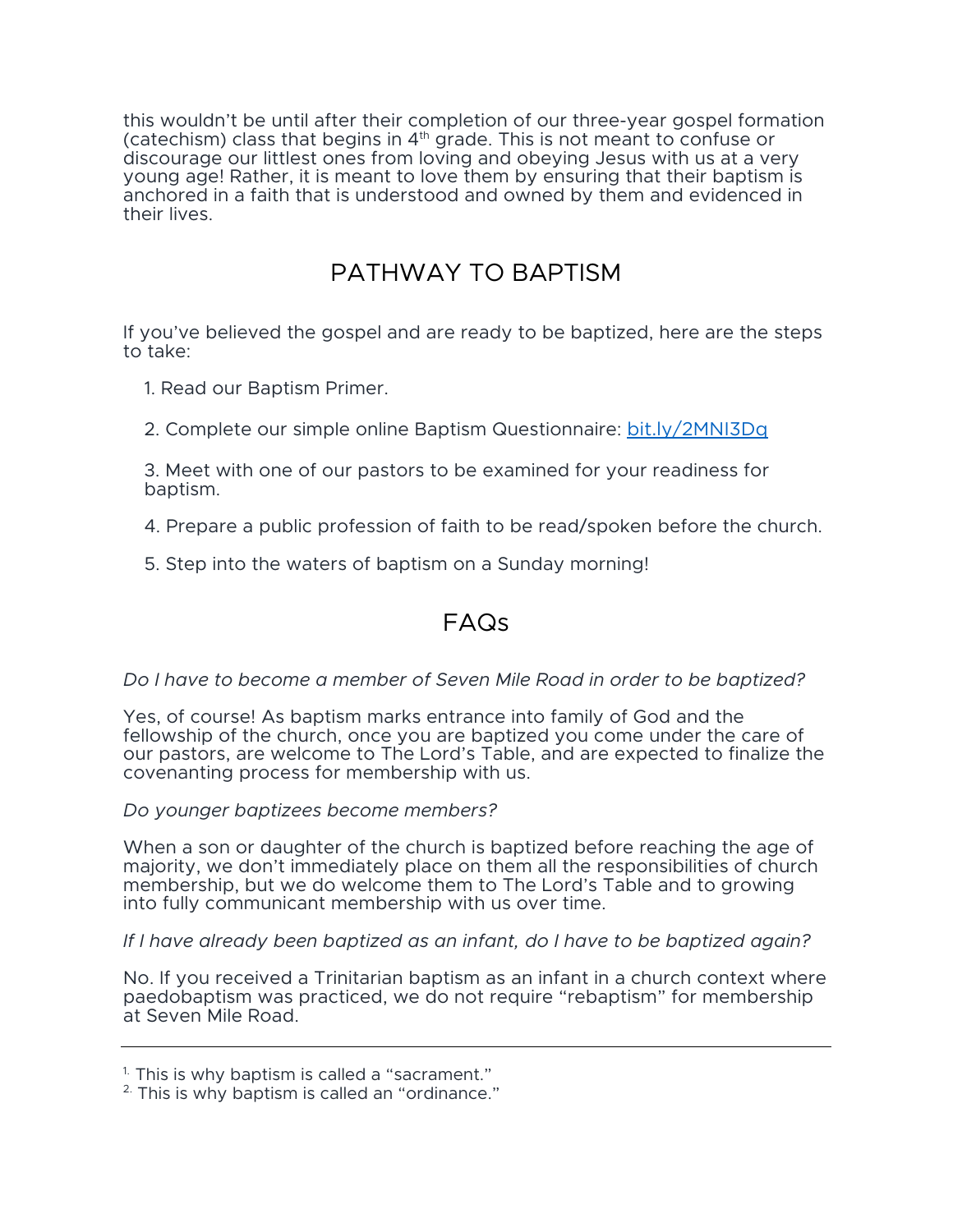this wouldn't be until after their completion of our three-year gospel formation (catechism) class that begins in 4th grade. This is not meant to confuse or discourage our littlest ones from loving and obeying Jesus with us at a very young age! Rather, it is meant to love them by ensuring that their baptism is anchored in a faith that is understood and owned by them and evidenced in their lives.

## PATHWAY TO BAPTISM

If you've believed the gospel and are ready to be baptized, here are the steps to take:

1. Read our Baptism Primer.

2. Complete our simple online Baptism Questionnaire: [bit.ly/2MNI3Dq](bit.ly/2MNI3Dq)

3. Meet with one of our pastors to be examined for your readiness for baptism.

4. Prepare a public profession of faith to be read/spoken before the church.

5. Step into the waters of baptism on a Sunday morning!

## FAQs

*Do I have to become a member of Seven Mile Road in order to be baptized?*

Yes, of course! As baptism marks entrance into family of God and the fellowship of the church, once you are baptized you come under the care of our pastors, are welcome to The Lord's Table, and are expected to finalize the covenanting process for membership with us.

*Do younger baptizees become members?*

When a son or daughter of the church is baptized before reaching the age of majority, we don't immediately place on them all the responsibilities of church membership, but we do welcome them to The Lord's Table and to growing into fully communicant membership with us over time.

*If I have already been baptized as an infant, do I have to be baptized again?*

No. If you received a Trinitarian baptism as an infant in a church context where paedobaptism was practiced, we do not require "rebaptism" for membership at Seven Mile Road.

---

[1] This is why baptism is called a "sacrament."
[2] This is why baptism is called an "ordinance."